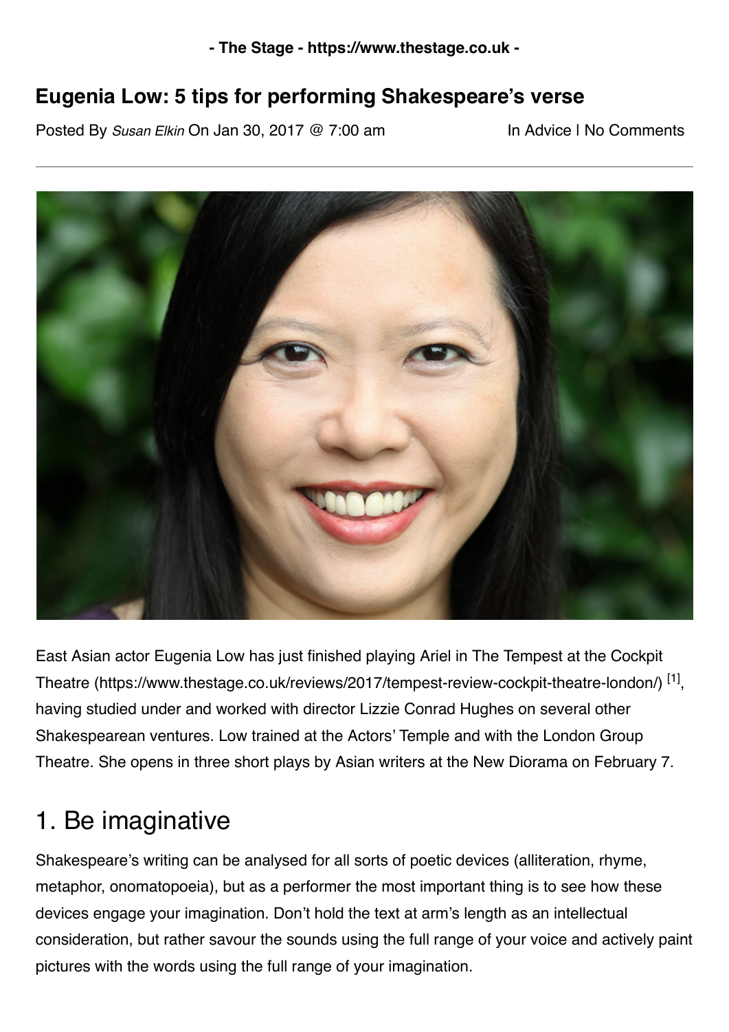# Eugenia Low: 5 tips for performing Shakespeare's verse

Posted By *Susan Elkin* On Jan 30, 2017 @ 7:00 am In Advice | No Comments

East Asian actor Eugenia Low has just finished playing Ariel in The Tempest at the Cockpit Theatre (https://www.thestage.co.uk/reviews/2017/tempest-review-cockpit-theatre-london/) [1], having studied under and worked with director Lizzie Conrad Hughes on several other Shakespearean ventures. Low trained at the Actors' Temple and with the London Group Theatre. She opens in three short plays by Asian writers at the New Diorama on February 7.

## 1. Be imaginative

Shakespeare's writing can be analysed for all sorts of poetic devices (alliteration, rhyme, metaphor, onomatopoeia), but as a performer the most important thing is to see how these devices engage your imagination. Don't hold the text at arm's length as an intellectual consideration, but rather savour the sounds using the full range of your voice and actively paint pictures with the words using the full range of your imagination.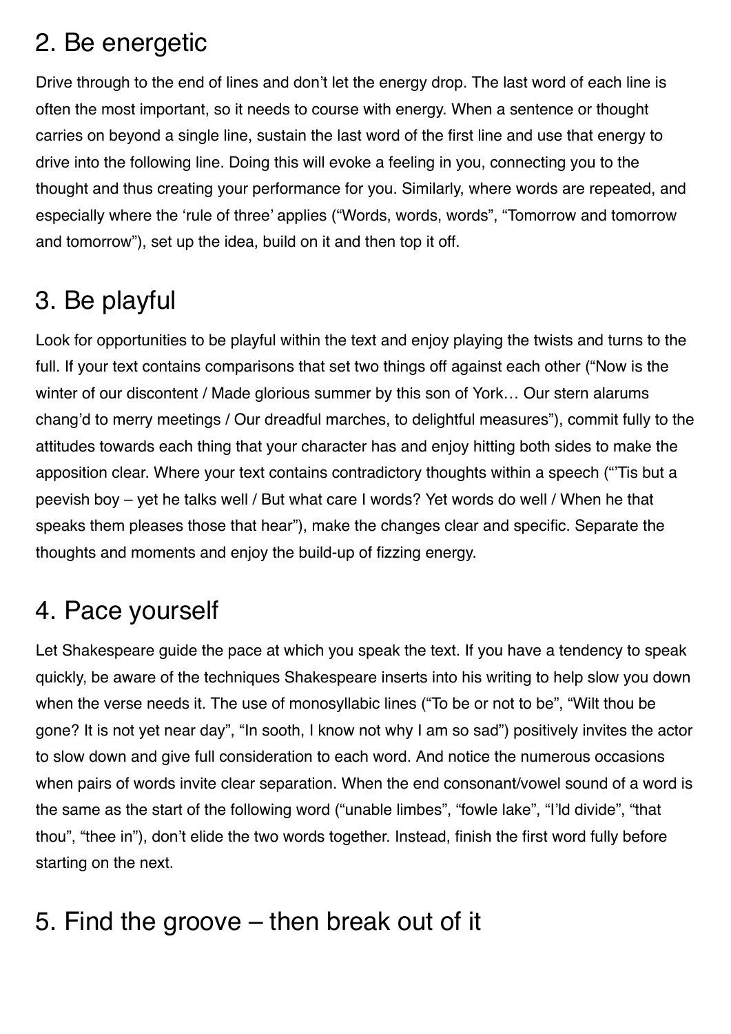## 2. Be energetic

Drive through to the end of lines and don't let the energy drop. The last word of each line is often the most important, so it needs to course with energy. When a sentence or thought carries on beyond a single line, sustain the last word of the first line and use that energy to drive into the following line. Doing this will evoke a feeling in you, connecting you to the thought and thus creating your performance for you. Similarly, where words are repeated, and especially where the 'rule of three' applies ("Words, words, words", "Tomorrow and tomorrow and tomorrow"), set up the idea, build on it and then top it off.

## 3. Be playful

Look for opportunities to be playful within the text and enjoy playing the twists and turns to the full. If your text contains comparisons that set two things off against each other ("Now is the winter of our discontent / Made glorious summer by this son of York… Our stern alarums chang'd to merry meetings / Our dreadful marches, to delightful measures"), commit fully to the attitudes towards each thing that your character has and enjoy hitting both sides to make the apposition clear. Where your text contains contradictory thoughts within a speech ("'Tis but a peevish boy – yet he talks well / But what care I words? Yet words do well / When he that speaks them pleases those that hear"), make the changes clear and specific. Separate the thoughts and moments and enjoy the build-up of fizzing energy.

## 4. Pace yourself

Let Shakespeare guide the pace at which you speak the text. If you have a tendency to speak quickly, be aware of the techniques Shakespeare inserts into his writing to help slow you down when the verse needs it. The use of monosyllabic lines ("To be or not to be", "Wilt thou be gone? It is not yet near day", "In sooth, I know not why I am so sad") positively invites the actor to slow down and give full consideration to each word. And notice the numerous occasions when pairs of words invite clear separation. When the end consonant/vowel sound of a word is the same as the start of the following word ("unable limbes", "fowle lake", "I'ld divide", "that thou", "thee in"), don't elide the two words together. Instead, finish the first word fully before starting on the next.

## 5. Find the groove – then break out of it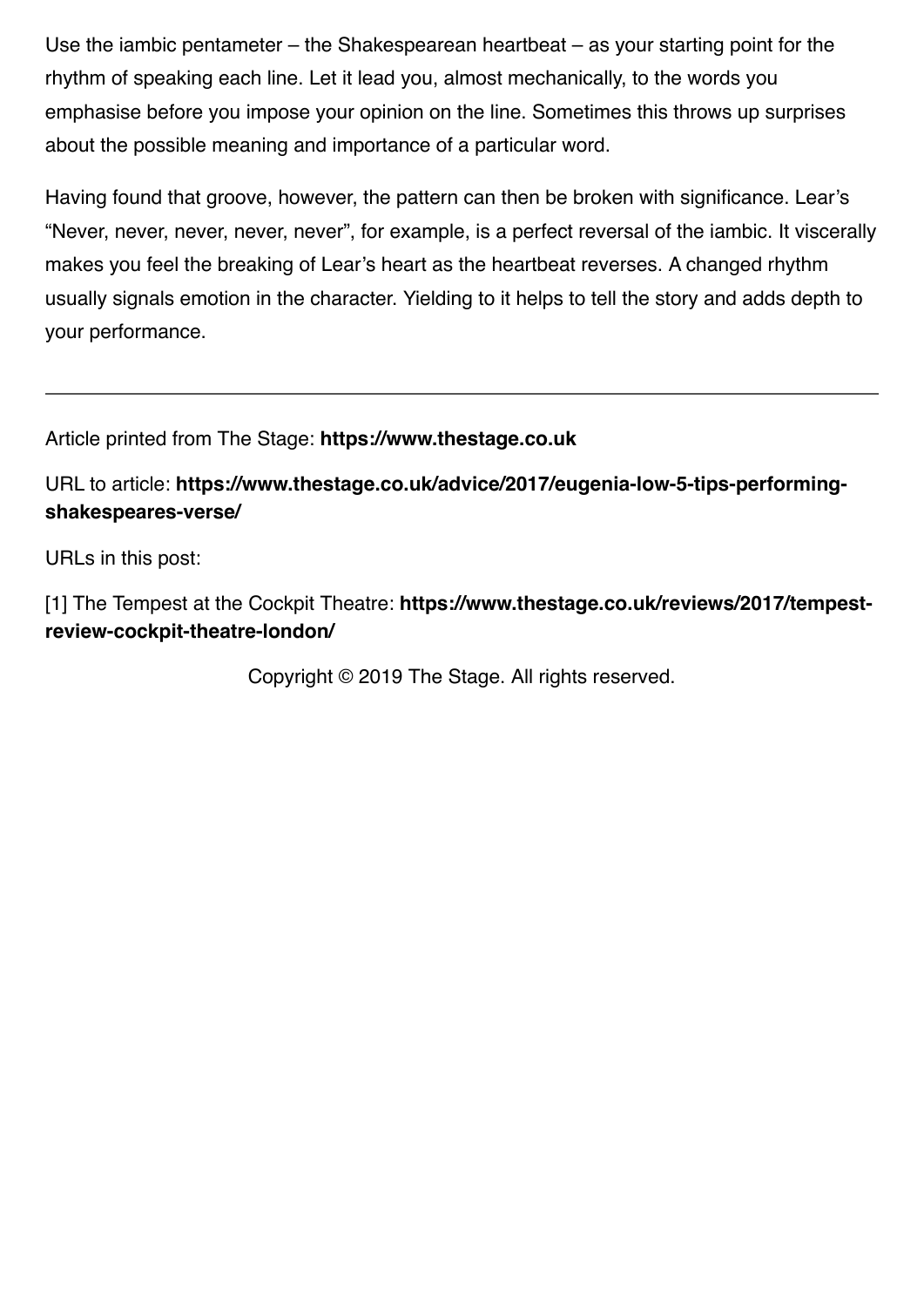Use the iambic pentameter – the Shakespearean heartbeat – as your starting point for the rhythm of speaking each line. Let it lead you, almost mechanically, to the words you emphasise before you impose your opinion on the line. Sometimes this throws up surprises about the possible meaning and importance of a particular word.

Having found that groove, however, the pattern can then be broken with significance. Lear's "Never, never, never, never, never", for example, is a perfect reversal of the iambic. It viscerally makes you feel the breaking of Lear's heart as the heartbeat reverses. A changed rhythm usually signals emotion in the character. Yielding to it helps to tell the story and adds depth to your performance.

---

Article printed from The Stage: **https://www.thestage.co.uk**

URL to article: **https://www.thestage.co.uk/advice/2017/eugenia-low-5-tips-performing-shakespeares-verse/**

URLs in this post:

[1] The Tempest at the Cockpit Theatre: **https://www.thestage.co.uk/reviews/2017/tempest-review-cockpit-theatre-london/**

Copyright © 2019 The Stage. All rights reserved.